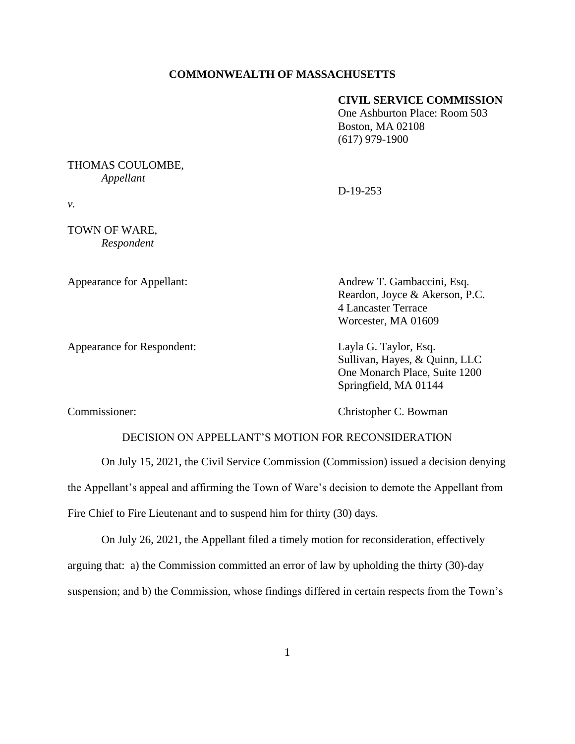**COMMONWEALTH OF MASSACHUSETTS**

**CIVIL SERVICE COMMISSION**
One Ashburton Place: Room 503
Boston, MA 02108
(617) 979-1900

THOMAS COULOMBE,
*Appellant*

D-19-253

*v.*

TOWN OF WARE,
*Respondent*

Appearance for Appellant: Andrew T. Gambaccini, Esq.
Reardon, Joyce & Akerson, P.C.
4 Lancaster Terrace
Worcester, MA 01609

Appearance for Respondent: Layla G. Taylor, Esq.
Sullivan, Hayes, & Quinn, LLC
One Monarch Place, Suite 1200
Springfield, MA 01144

Commissioner: Christopher C. Bowman

DECISION ON APPELLANT'S MOTION FOR RECONSIDERATION

On July 15, 2021, the Civil Service Commission (Commission) issued a decision denying the Appellant's appeal and affirming the Town of Ware's decision to demote the Appellant from Fire Chief to Fire Lieutenant and to suspend him for thirty (30) days.

On July 26, 2021, the Appellant filed a timely motion for reconsideration, effectively arguing that: a) the Commission committed an error of law by upholding the thirty (30)-day suspension; and b) the Commission, whose findings differed in certain respects from the Town's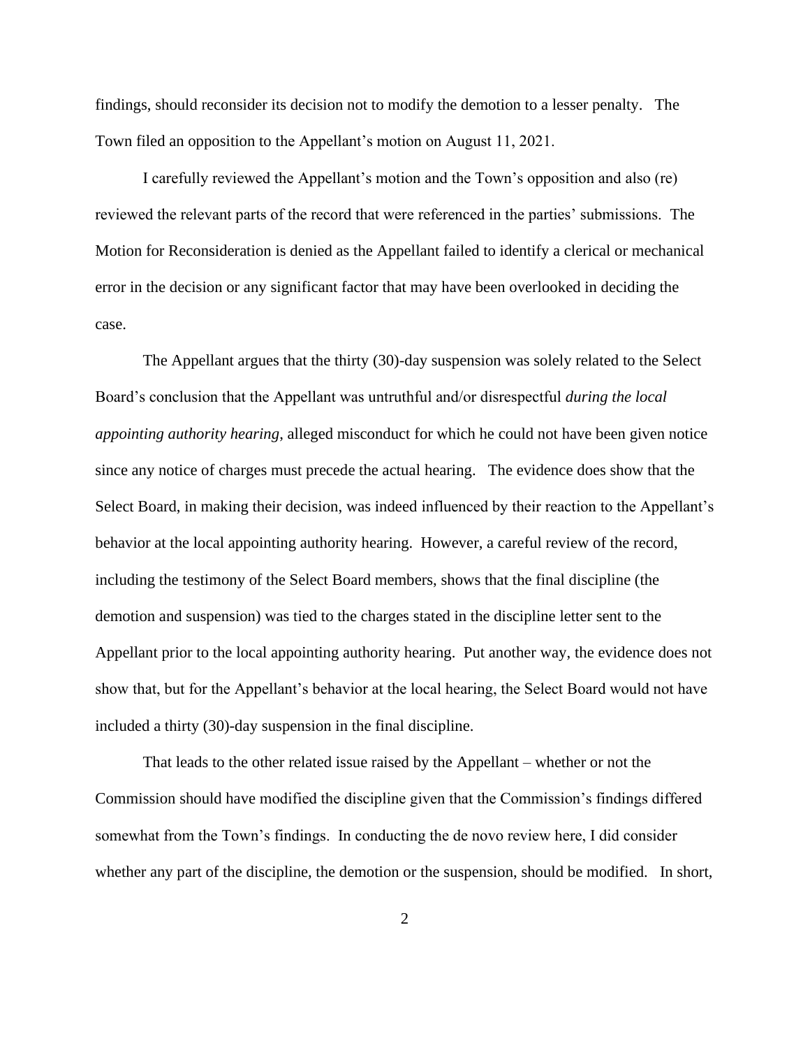findings, should reconsider its decision not to modify the demotion to a lesser penalty. The Town filed an opposition to the Appellant's motion on August 11, 2021.

I carefully reviewed the Appellant's motion and the Town's opposition and also (re) reviewed the relevant parts of the record that were referenced in the parties' submissions. The Motion for Reconsideration is denied as the Appellant failed to identify a clerical or mechanical error in the decision or any significant factor that may have been overlooked in deciding the case.

The Appellant argues that the thirty (30)-day suspension was solely related to the Select Board's conclusion that the Appellant was untruthful and/or disrespectful *during the local appointing authority hearing*, alleged misconduct for which he could not have been given notice since any notice of charges must precede the actual hearing. The evidence does show that the Select Board, in making their decision, was indeed influenced by their reaction to the Appellant's behavior at the local appointing authority hearing. However, a careful review of the record, including the testimony of the Select Board members, shows that the final discipline (the demotion and suspension) was tied to the charges stated in the discipline letter sent to the Appellant prior to the local appointing authority hearing. Put another way, the evidence does not show that, but for the Appellant's behavior at the local hearing, the Select Board would not have included a thirty (30)-day suspension in the final discipline.

That leads to the other related issue raised by the Appellant – whether or not the Commission should have modified the discipline given that the Commission's findings differed somewhat from the Town's findings. In conducting the de novo review here, I did consider whether any part of the discipline, the demotion or the suspension, should be modified. In short,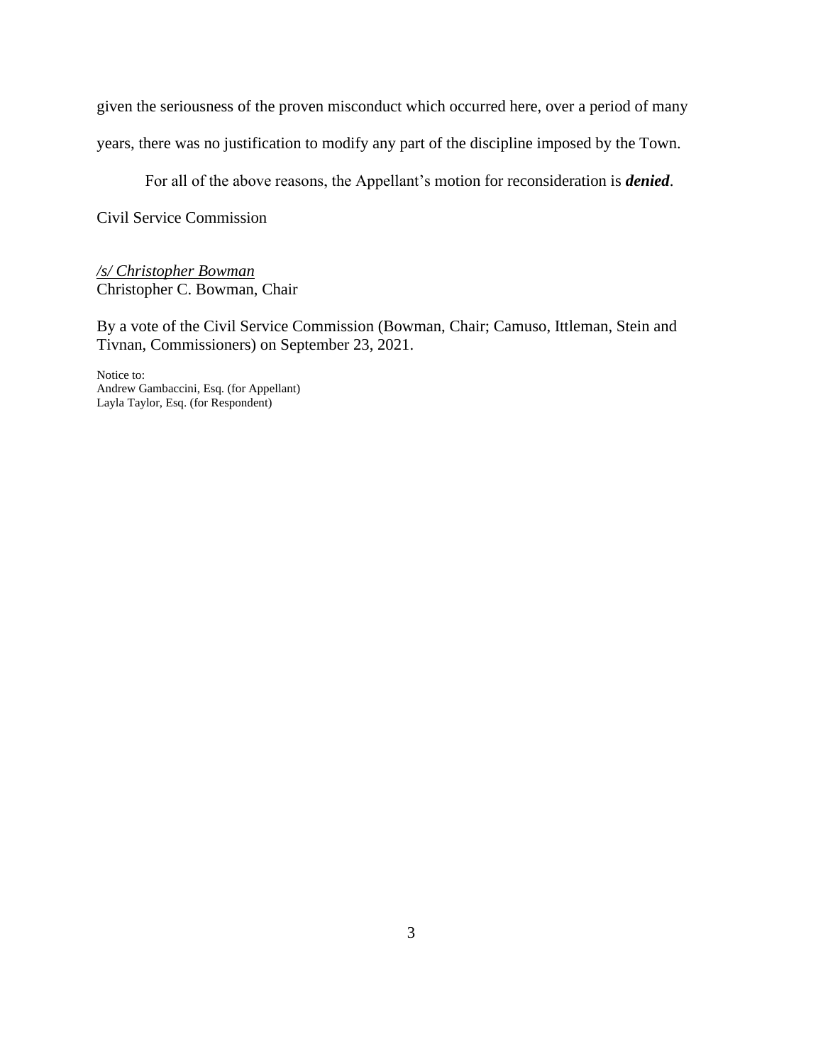given the seriousness of the proven misconduct which occurred here, over a period of many years, there was no justification to modify any part of the discipline imposed by the Town.

For all of the above reasons, the Appellant's motion for reconsideration is ***denied***.

Civil Service Commission

*/s/ Christopher Bowman*
Christopher C. Bowman, Chair

By a vote of the Civil Service Commission (Bowman, Chair; Camuso, Ittleman, Stein and Tivnan, Commissioners) on September 23, 2021.

Notice to:
Andrew Gambaccini, Esq. (for Appellant)
Layla Taylor, Esq. (for Respondent)